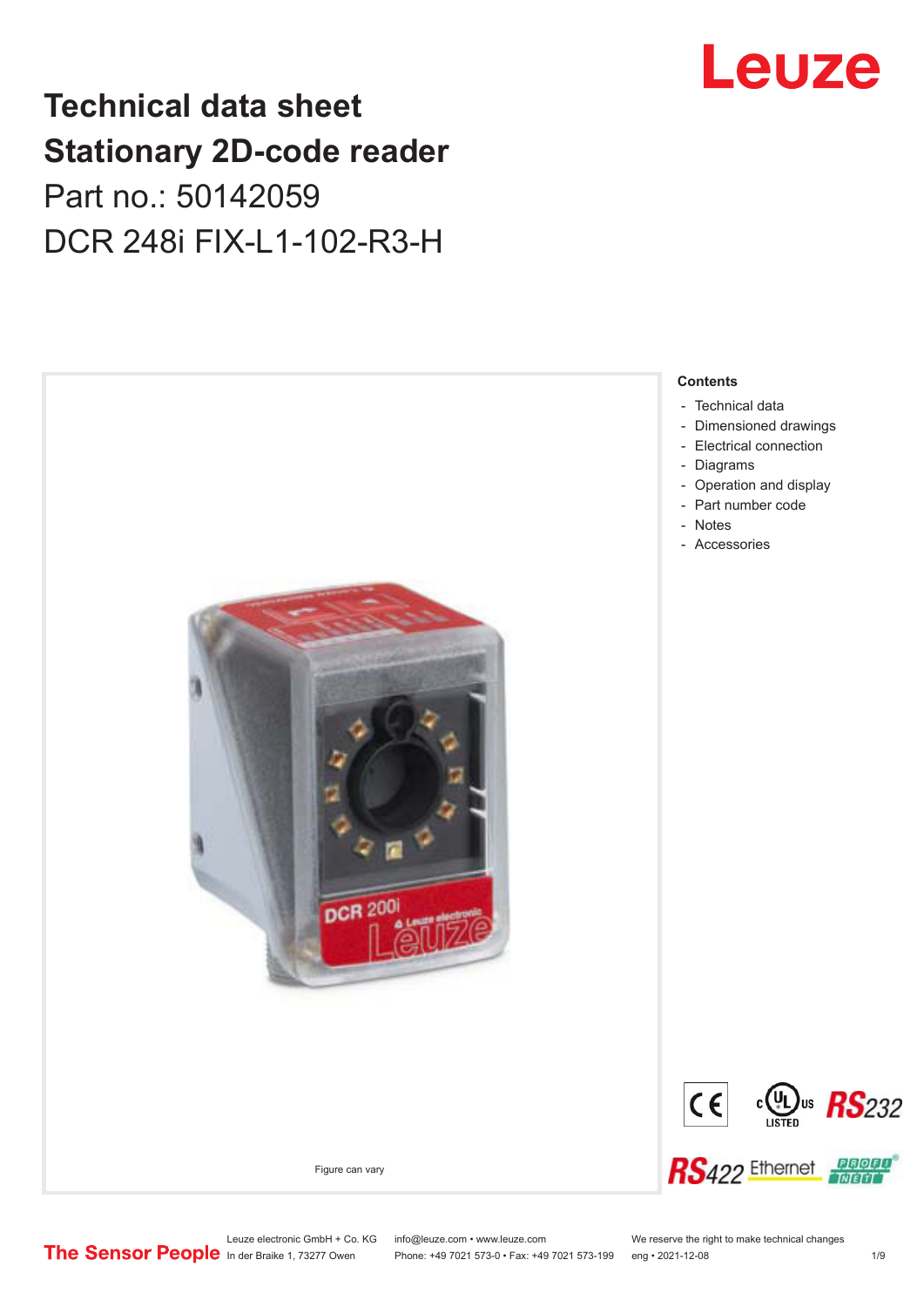# Technical data sheet
# Stationary 2D-code reader

## Part no.: 50142059

## DCR 248i FIX-L1-102-R3-H

Figure can vary

**Contents**

- Technical data
- Dimensioned drawings
- Electrical connection
- Diagrams
- Operation and display
- Part number code
- Notes
- Accessories

Leuze electronic GmbH + Co. KG
In der Braike 1, 73277 Owen

info@leuze.com • www.leuze.com
Phone: +49 7021 573-0 • Fax: +49 7021 573-199

We reserve the right to make technical changes
eng • 2021-12-08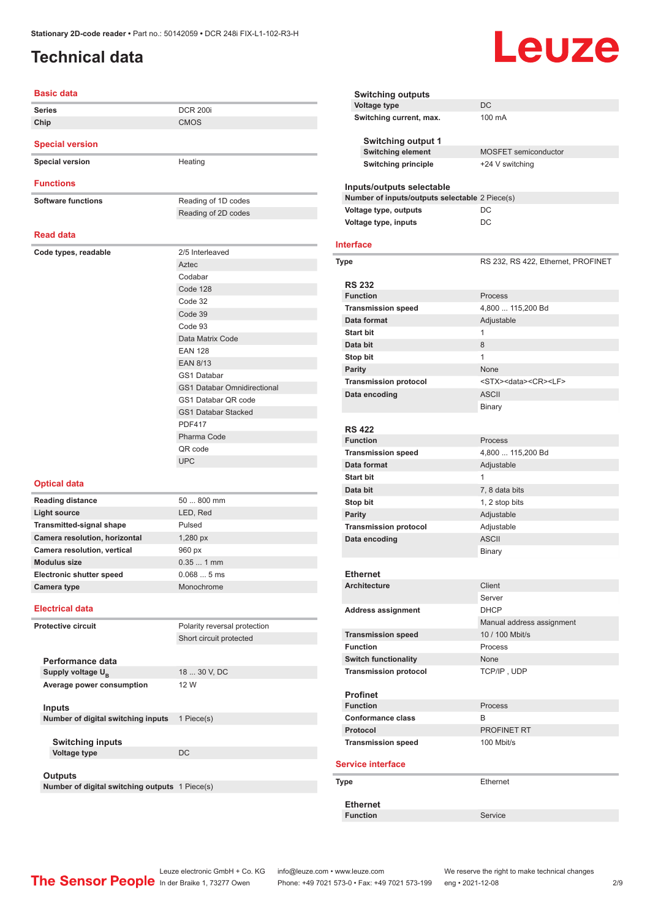# Technical data

## Basic data

| | |
|---|---|
| **Series** | DCR 200i |
| **Chip** | CMOS |

## Special version

| | |
|---|---|
| **Special version** | Heating |

## Functions

| | |
|---|---|
| **Software functions** | Reading of 1D codes |
| | Reading of 2D codes |

## Read data

| | |
|---|---|
| **Code types, readable** | 2/5 Interleaved |
| | Aztec |
| | Codabar |
| | Code 128 |
| | Code 32 |
| | Code 39 |
| | Code 93 |
| | Data Matrix Code |
| | EAN 128 |
| | EAN 8/13 |
| | GS1 Databar |
| | GS1 Databar Omnidirectional |
| | GS1 Databar QR code |
| | GS1 Databar Stacked |
| | PDF417 |
| | Pharma Code |
| | QR code |
| | UPC |

## Optical data

| | |
|---|---|
| **Reading distance** | 50 ... 800 mm |
| **Light source** | LED, Red |
| **Transmitted-signal shape** | Pulsed |
| **Camera resolution, horizontal** | 1,280 px |
| **Camera resolution, vertical** | 960 px |
| **Modulus size** | 0.35 ... 1 mm |
| **Electronic shutter speed** | 0.068 ... 5 ms |
| **Camera type** | Monochrome |

## Electrical data

| | |
|---|---|
| **Protective circuit** | Polarity reversal protection |
| | Short circuit protected |

### Performance data

| | |
|---|---|
| **Supply voltage $U_B$** | 18 ... 30 V, DC |
| **Average power consumption** | 12 W |

### Inputs

| | |
|---|---|
| **Number of digital switching inputs** | 1 Piece(s) |

#### Switching inputs

| | |
|---|---|
| **Voltage type** | DC |

### Outputs

| | |
|---|---|
| **Number of digital switching outputs** | 1 Piece(s) |

### Switching outputs

| | |
|---|---|
| **Voltage type** | DC |
| **Switching current, max.** | 100 mA |

#### Switching output 1

| | |
|---|---|
| **Switching element** | MOSFET semiconductor |
| **Switching principle** | +24 V switching |

### Inputs/outputs selectable

| | |
|---|---|
| **Number of inputs/outputs selectable** | 2 Piece(s) |
| **Voltage type, outputs** | DC |
| **Voltage type, inputs** | DC |

## Interface

| | |
|---|---|
| **Type** | RS 232, RS 422, Ethernet, PROFINET |

### RS 232

| | |
|---|---|
| **Function** | Process |
| **Transmission speed** | 4,800 ... 115,200 Bd |
| **Data format** | Adjustable |
| **Start bit** | 1 |
| **Data bit** | 8 |
| **Stop bit** | 1 |
| **Parity** | None |
| **Transmission protocol** | <STX><data><CR><LF> |
| **Data encoding** | ASCII |
| | Binary |

### RS 422

| | |
|---|---|
| **Function** | Process |
| **Transmission speed** | 4,800 ... 115,200 Bd |
| **Data format** | Adjustable |
| **Start bit** | 1 |
| **Data bit** | 7, 8 data bits |
| **Stop bit** | 1, 2 stop bits |
| **Parity** | Adjustable |
| **Transmission protocol** | Adjustable |
| **Data encoding** | ASCII |
| | Binary |

### Ethernet

| | |
|---|---|
| **Architecture** | Client |
| | Server |
| **Address assignment** | DHCP |
| | Manual address assignment |
| **Transmission speed** | 10 / 100 Mbit/s |
| **Function** | Process |
| **Switch functionality** | None |
| **Transmission protocol** | TCP/IP , UDP |

### Profinet

| | |
|---|---|
| **Function** | Process |
| **Conformance class** | B |
| **Protocol** | PROFINET RT |
| **Transmission speed** | 100 Mbit/s |

## Service interface

| | |
|---|---|
| **Type** | Ethernet |

### Ethernet

| | |
|---|---|
| **Function** | Service |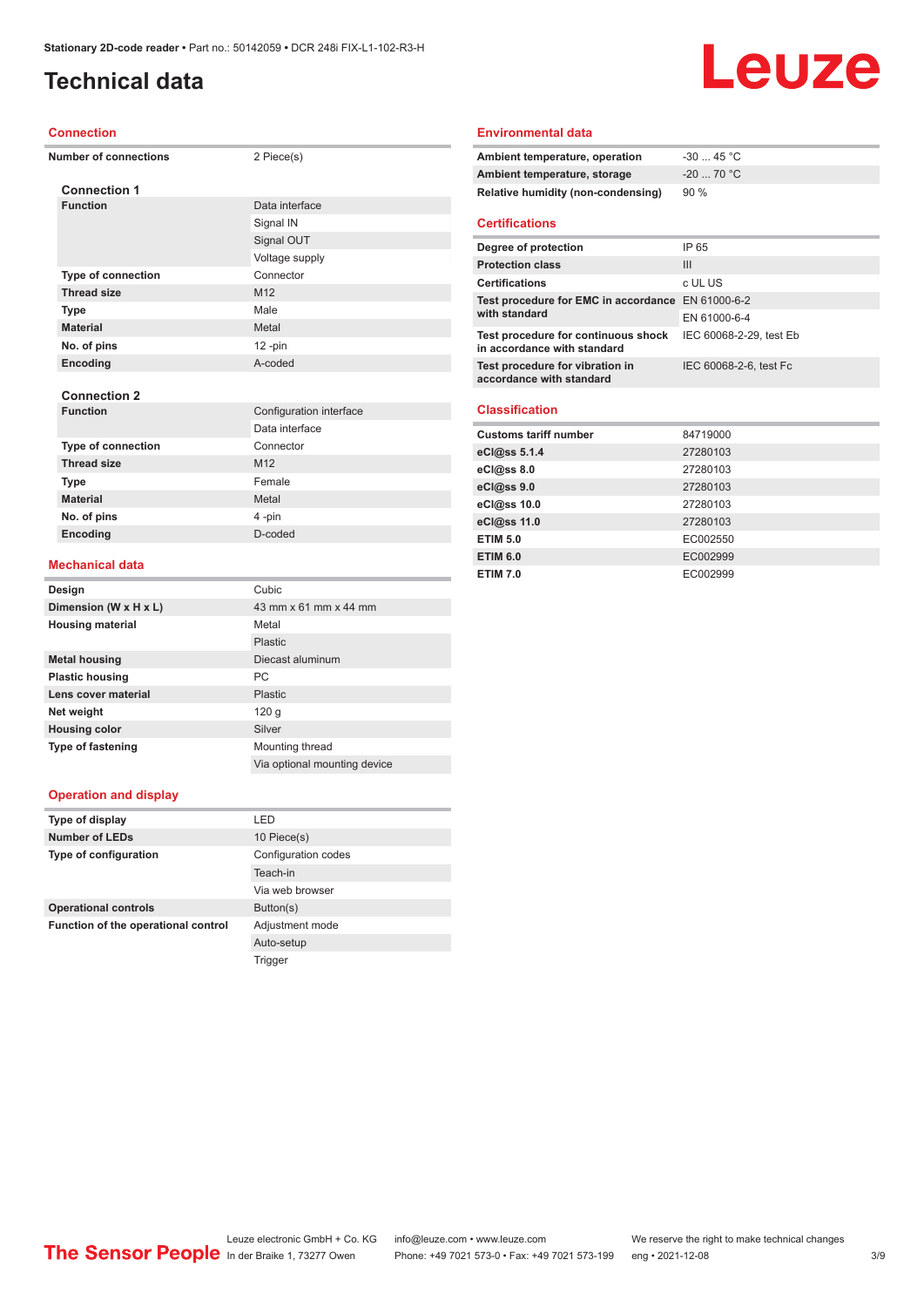# Technical data

## Connection

| Number of connections | 2 Piece(s) |
|---|---|

### Connection 1

| | |
|---|---|
| **Function** | Data interface |
| | Signal IN |
| | Signal OUT |
| | Voltage supply |
| **Type of connection** | Connector |
| **Thread size** | M12 |
| **Type** | Male |
| **Material** | Metal |
| **No. of pins** | 12 -pin |
| **Encoding** | A-coded |

### Connection 2

| | |
|---|---|
| **Function** | Configuration interface |
| | Data interface |
| **Type of connection** | Connector |
| **Thread size** | M12 |
| **Type** | Female |
| **Material** | Metal |
| **No. of pins** | 4 -pin |
| **Encoding** | D-coded |

## Mechanical data

| | |
|---|---|
| **Design** | Cubic |
| **Dimension (W x H x L)** | 43 mm x 61 mm x 44 mm |
| **Housing material** | Metal |
| | Plastic |
| **Metal housing** | Diecast aluminum |
| **Plastic housing** | PC |
| **Lens cover material** | Plastic |
| **Net weight** | 120 g |
| **Housing color** | Silver |
| **Type of fastening** | Mounting thread |
| | Via optional mounting device |

## Operation and display

| | |
|---|---|
| **Type of display** | LED |
| **Number of LEDs** | 10 Piece(s) |
| **Type of configuration** | Configuration codes |
| | Teach-in |
| | Via web browser |
| **Operational controls** | Button(s) |
| **Function of the operational control** | Adjustment mode |
| | Auto-setup |
| | Trigger |

## Environmental data

| | |
|---|---|
| **Ambient temperature, operation** | -30 ... 45 °C |
| **Ambient temperature, storage** | -20 ... 70 °C |
| **Relative humidity (non-condensing)** | 90 % |

## Certifications

| | |
|---|---|
| **Degree of protection** | IP 65 |
| **Protection class** | III |
| **Certifications** | c UL US |
| **Test procedure for EMC in accordance with standard** | EN 61000-6-2 |
| | EN 61000-6-4 |
| **Test procedure for continuous shock in accordance with standard** | IEC 60068-2-29, test Eb |
| **Test procedure for vibration in accordance with standard** | IEC 60068-2-6, test Fc |

## Classification

| | |
|---|---|
| **Customs tariff number** | 84719000 |
| **eCl@ss 5.1.4** | 27280103 |
| **eCl@ss 8.0** | 27280103 |
| **eCl@ss 9.0** | 27280103 |
| **eCl@ss 10.0** | 27280103 |
| **eCl@ss 11.0** | 27280103 |
| **ETIM 5.0** | EC002550 |
| **ETIM 6.0** | EC002999 |
| **ETIM 7.0** | EC002999 |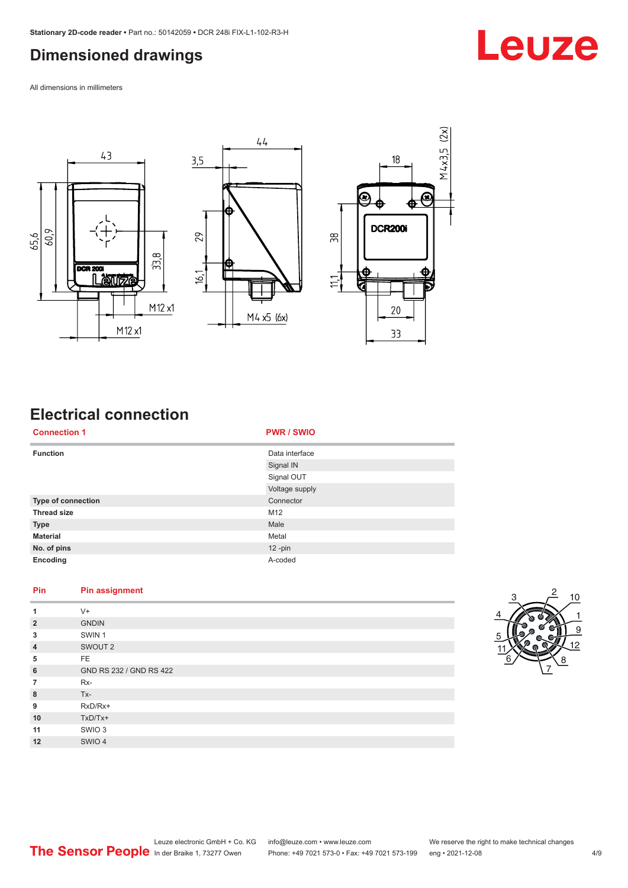# Dimensioned drawings

All dimensions in millimeters

# Electrical connection

| Connection 1 | PWR / SWIO |
|---|---|
| Function | Data interface |
| | Signal IN |
| | Signal OUT |
| | Voltage supply |
| Type of connection | Connector |
| Thread size | M12 |
| Type | Male |
| Material | Metal |
| No. of pins | 12 -pin |
| Encoding | A-coded |

| Pin | Pin assignment |
|---|---|
| 1 | V+ |
| 2 | GNDIN |
| 3 | SWIN 1 |
| 4 | SWOUT 2 |
| 5 | FE |
| 6 | GND RS 232 / GND RS 422 |
| 7 | Rx- |
| 8 | Tx- |
| 9 | RxD/Rx+ |
| 10 | TxD/Tx+ |
| 11 | SWIO 3 |
| 12 | SWIO 4 |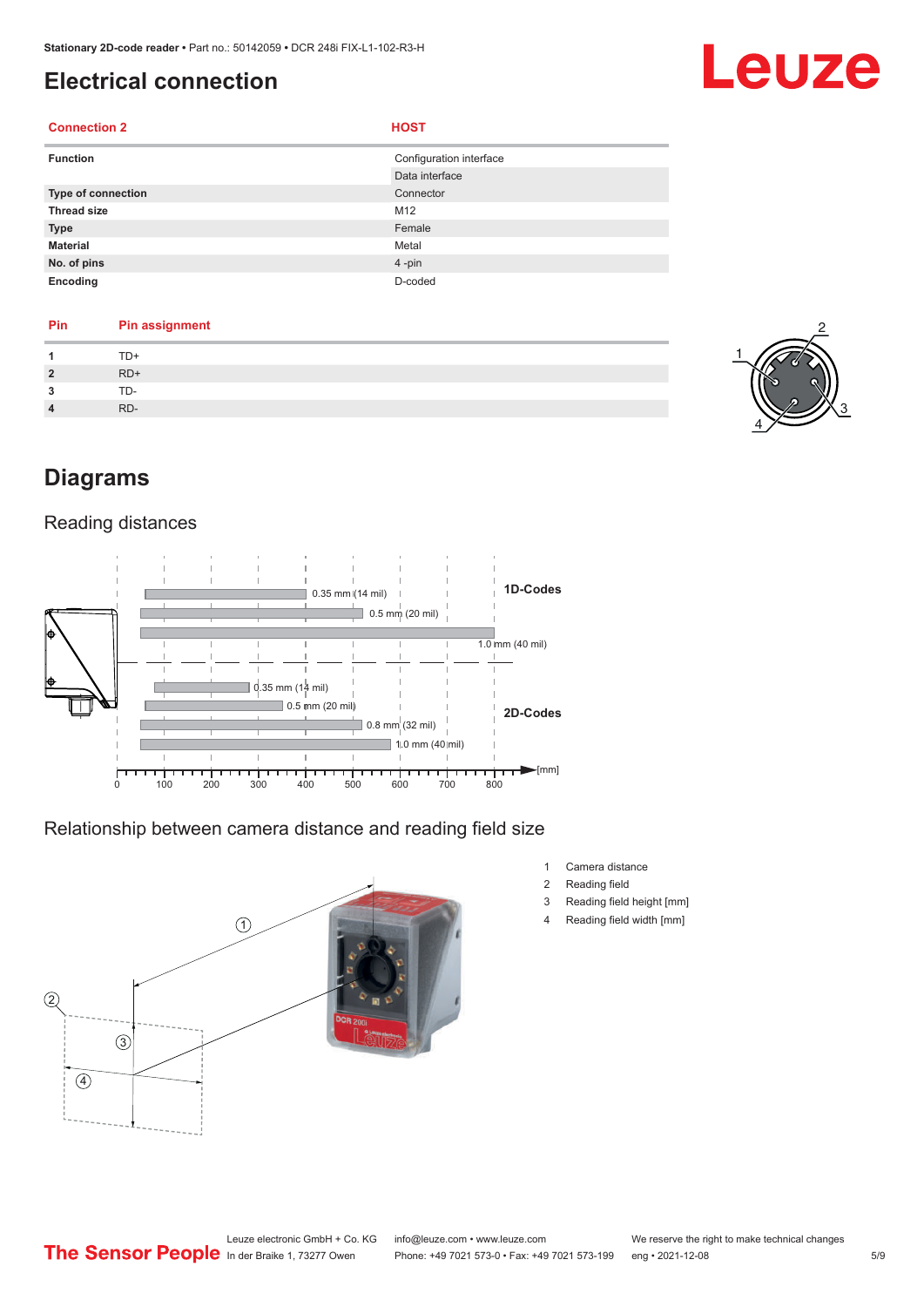# Electrical connection

| Connection 2 | HOST |
| --- | --- |
| **Function** | Configuration interface |
| | Data interface |
| **Type of connection** | Connector |
| **Thread size** | M12 |
| **Type** | Female |
| **Material** | Metal |
| **No. of pins** | 4 -pin |
| **Encoding** | D-coded |

| Pin | Pin assignment |
| --- | --- |
| **1** | TD+ |
| **2** | RD+ |
| **3** | TD- |
| **4** | RD- |

# Diagrams

## Reading distances

1D-Codes: 0.35 mm (14 mil), 0.5 mm (20 mil), 1.0 mm (40 mil)

2D-Codes: 0.35 mm (14 mil), 0.5 mm (20 mil), 0.8 mm (32 mil), 1.0 mm (40 mil)

[mm]: 0, 100, 200, 300, 400, 500, 600, 700, 800

## Relationship between camera distance and reading field size

1 Camera distance
2 Reading field
3 Reading field height [mm]
4 Reading field width [mm]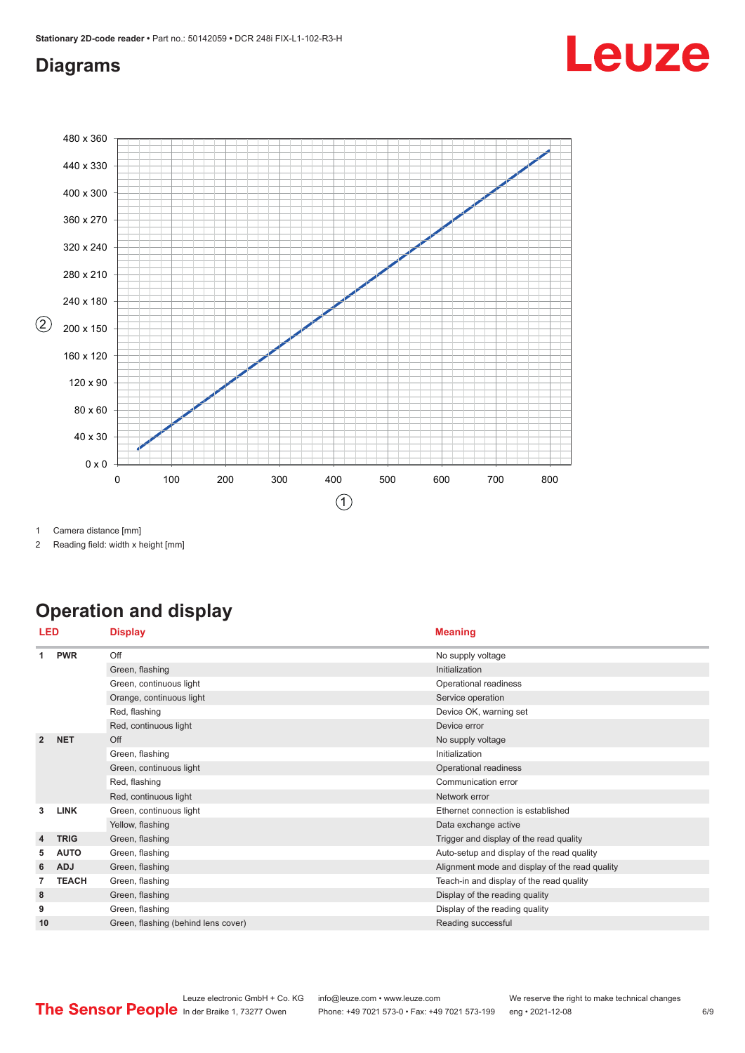## Diagrams

1 Camera distance [mm]

2 Reading field: width x height [mm]

## Operation and display

| LED | | Display | Meaning |
|---|---|---|---|
| 1 | PWR | Off | No supply voltage |
| | | Green, flashing | Initialization |
| | | Green, continuous light | Operational readiness |
| | | Orange, continuous light | Service operation |
| | | Red, flashing | Device OK, warning set |
| | | Red, continuous light | Device error |
| 2 | NET | Off | No supply voltage |
| | | Green, flashing | Initialization |
| | | Green, continuous light | Operational readiness |
| | | Red, flashing | Communication error |
| | | Red, continuous light | Network error |
| 3 | LINK | Green, continuous light | Ethernet connection is established |
| | | Yellow, flashing | Data exchange active |
| 4 | TRIG | Green, flashing | Trigger and display of the read quality |
| 5 | AUTO | Green, flashing | Auto-setup and display of the read quality |
| 6 | ADJ | Green, flashing | Alignment mode and display of the read quality |
| 7 | TEACH | Green, flashing | Teach-in and display of the read quality |
| 8 | | Green, flashing | Display of the reading quality |
| 9 | | Green, flashing | Display of the reading quality |
| 10 | | Green, flashing (behind lens cover) | Reading successful |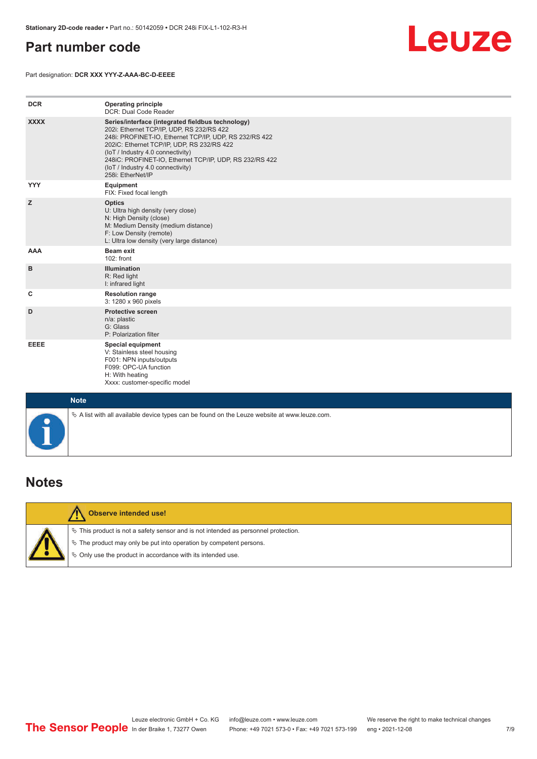# Part number code

Part designation: **DCR XXX YYY-Z-AAA-BC-D-EEEE**

| | |
|---|---|
| **DCR** | **Operating principle**<br>DCR: Dual Code Reader |
| **XXXX** | **Series/interface (integrated fieldbus technology)**<br>202i: Ethernet TCP/IP, UDP, RS 232/RS 422<br>248i: PROFINET-IO, Ethernet TCP/IP, UDP, RS 232/RS 422<br>202iC: Ethernet TCP/IP, UDP, RS 232/RS 422<br>(IoT / Industry 4.0 connectivity)<br>248iC: PROFINET-IO, Ethernet TCP/IP, UDP, RS 232/RS 422<br>(IoT / Industry 4.0 connectivity)<br>258i: EtherNet/IP |
| **YYY** | **Equipment**<br>FIX: Fixed focal length |
| **Z** | **Optics**<br>U: Ultra high density (very close)<br>N: High Density (close)<br>M: Medium Density (medium distance)<br>F: Low Density (remote)<br>L: Ultra low density (very large distance) |
| **AAA** | **Beam exit**<br>102: front |
| **B** | **Illumination**<br>R: Red light<br>I: infrared light |
| **C** | **Resolution range**<br>3: 1280 x 960 pixels |
| **D** | **Protective screen**<br>n/a: plastic<br>G: Glass<br>P: Polarization filter |
| **EEEE** | **Special equipment**<br>V: Stainless steel housing<br>F001: NPN inputs/outputs<br>F099: OPC-UA function<br>H: With heating<br>Xxxx: customer-specific model |

**Note**

- A list with all available device types can be found on the Leuze website at www.leuze.com.

## Notes

**Observe intended use!**

- This product is not a safety sensor and is not intended as personnel protection.
- The product may only be put into operation by competent persons.
- Only use the product in accordance with its intended use.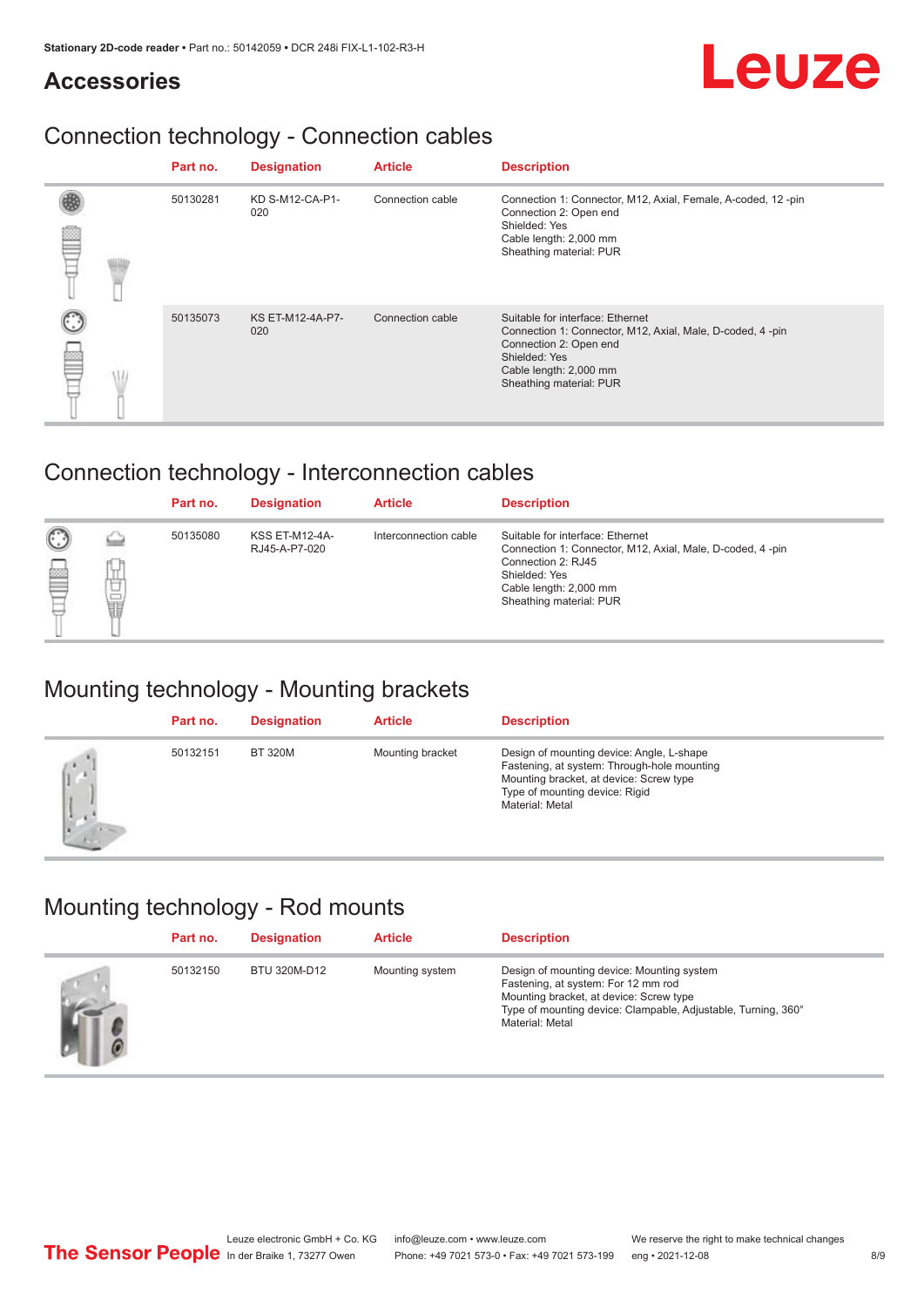# Accessories

## Connection technology - Connection cables

| Part no. | Designation | Article | Description |
|---|---|---|---|
| 50130281 | KD S-M12-CA-P1-020 | Connection cable | Connection 1: Connector, M12, Axial, Female, A-coded, 12 -pin<br>Connection 2: Open end<br>Shielded: Yes<br>Cable length: 2,000 mm<br>Sheathing material: PUR |
| 50135073 | KS ET-M12-4A-P7-020 | Connection cable | Suitable for interface: Ethernet<br>Connection 1: Connector, M12, Axial, Male, D-coded, 4 -pin<br>Connection 2: Open end<br>Shielded: Yes<br>Cable length: 2,000 mm<br>Sheathing material: PUR |

## Connection technology - Interconnection cables

| Part no. | Designation | Article | Description |
|---|---|---|---|
| 50135080 | KSS ET-M12-4A-RJ45-A-P7-020 | Interconnection cable | Suitable for interface: Ethernet<br>Connection 1: Connector, M12, Axial, Male, D-coded, 4 -pin<br>Connection 2: RJ45<br>Shielded: Yes<br>Cable length: 2,000 mm<br>Sheathing material: PUR |

## Mounting technology - Mounting brackets

| Part no. | Designation | Article | Description |
|---|---|---|---|
| 50132151 | BT 320M | Mounting bracket | Design of mounting device: Angle, L-shape<br>Fastening, at system: Through-hole mounting<br>Mounting bracket, at device: Screw type<br>Type of mounting device: Rigid<br>Material: Metal |

## Mounting technology - Rod mounts

| Part no. | Designation | Article | Description |
|---|---|---|---|
| 50132150 | BTU 320M-D12 | Mounting system | Design of mounting device: Mounting system<br>Fastening, at system: For 12 mm rod<br>Mounting bracket, at device: Screw type<br>Type of mounting device: Clampable, Adjustable, Turning, 360°<br>Material: Metal |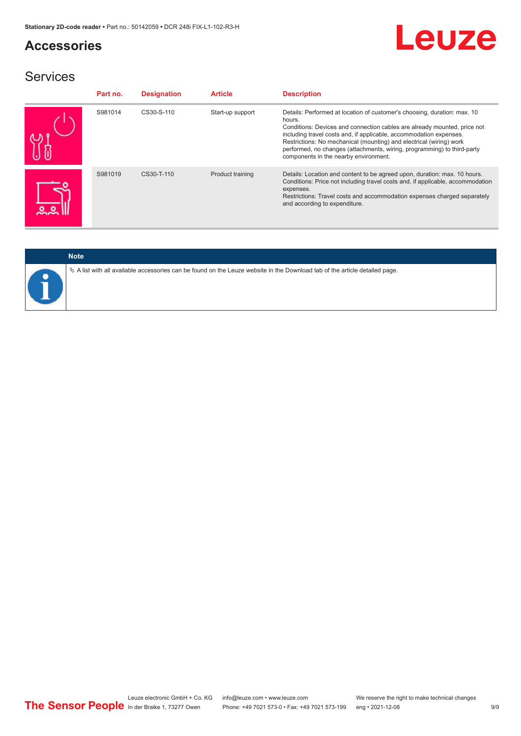## Accessories

### Services

| | Part no. | Designation | Article | Description |
|---|---|---|---|---|
| | S981014 | CS30-S-110 | Start-up support | Details: Performed at location of customer's choosing, duration: max. 10 hours.<br>Conditions: Devices and connection cables are already mounted, price not including travel costs and, if applicable, accommodation expenses.<br>Restrictions: No mechanical (mounting) and electrical (wiring) work performed, no changes (attachments, wiring, programming) to third-party components in the nearby environment. |
| | S981019 | CS30-T-110 | Product training | Details: Location and content to be agreed upon, duration: max. 10 hours.<br>Conditions: Price not including travel costs and, if applicable, accommodation expenses.<br>Restrictions: Travel costs and accommodation expenses charged separately and according to expenditure. |

**Note**

↳ A list with all available accessories can be found on the Leuze website in the Download tab of the article detailed page.